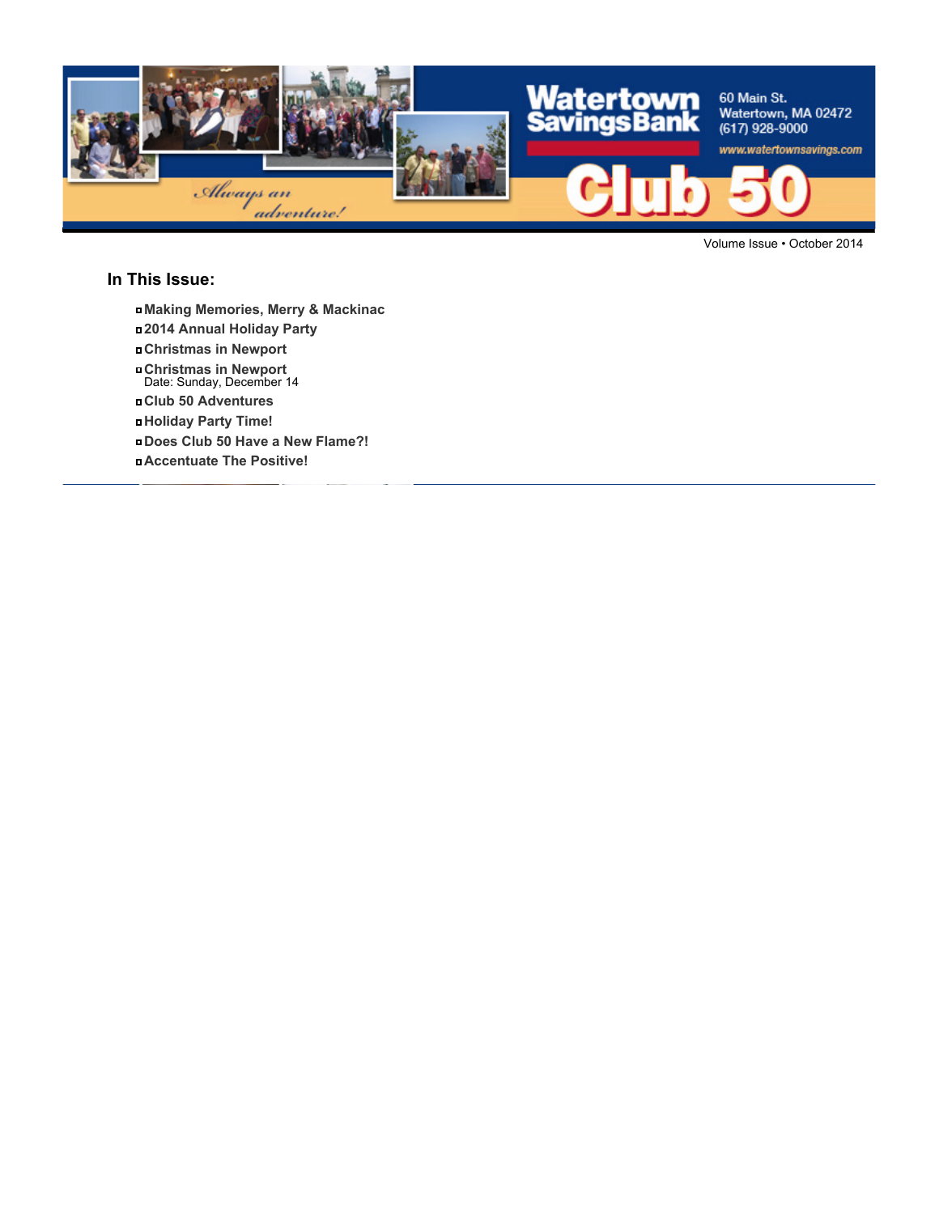Watertown Savings Bank

60 Main St.
Watertown, MA 02472
(617) 928-9000
www.watertownsavings.com

# Club 50

*Always an adventure!*

Volume Issue • October 2014

## In This Issue:

- **Making Memories, Merry & Mackinac**
- **2014 Annual Holiday Party**
- **Christmas in Newport**
- **Christmas in Newport**
  Date: Sunday, December 14
- **Club 50 Adventures**
- **Holiday Party Time!**
- **Does Club 50 Have a New Flame?!**
- **Accentuate The Positive!**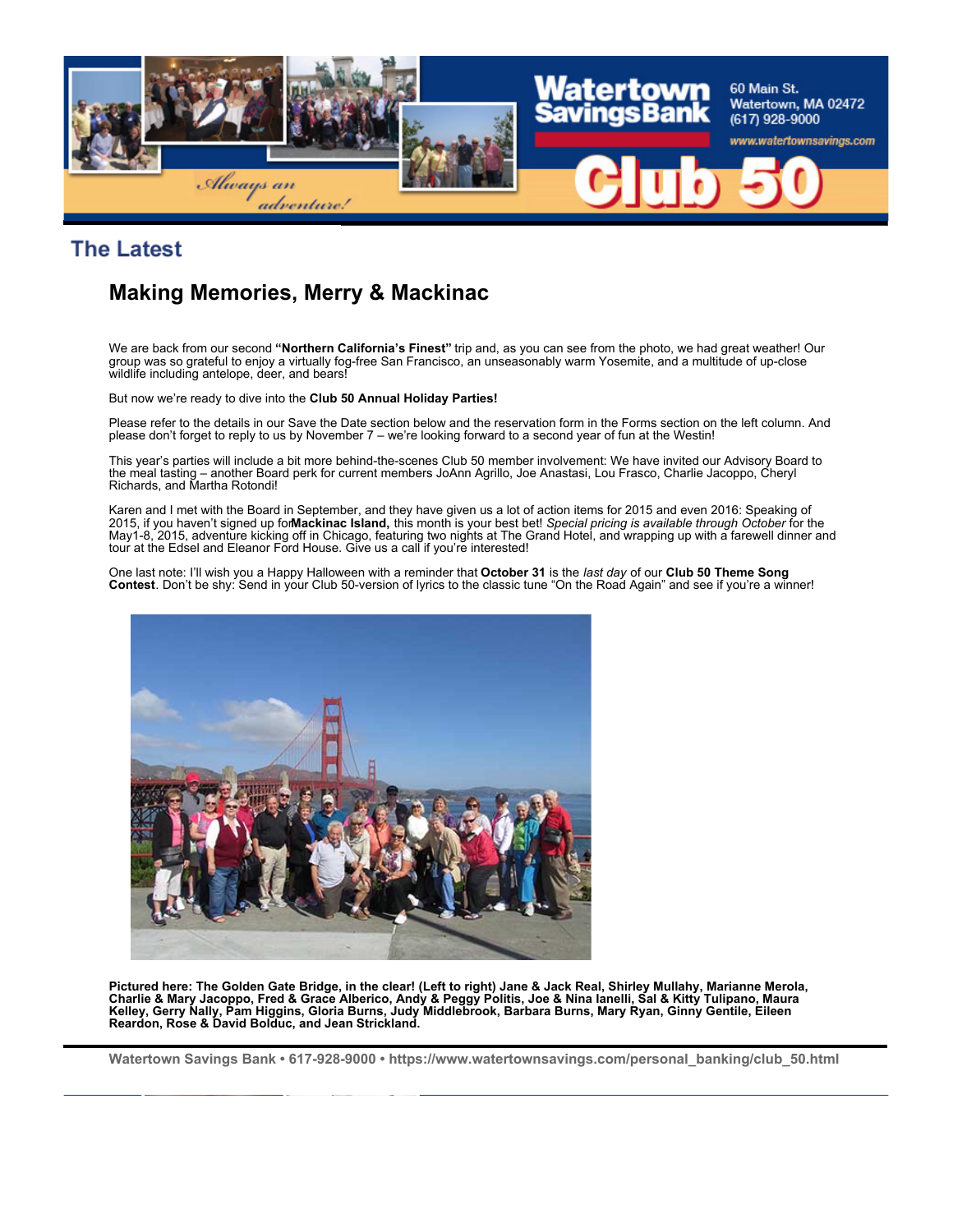## The Latest

### Making Memories, Merry & Mackinac

We are back from our second **"Northern California's Finest"** trip and, as you can see from the photo, we had great weather! Our group was so grateful to enjoy a virtually fog-free San Francisco, an unseasonably warm Yosemite, and a multitude of up-close wildlife including antelope, deer, and bears!

But now we're ready to dive into the **Club 50 Annual Holiday Parties!**

Please refer to the details in our Save the Date section below and the reservation form in the Forms section on the left column. And please don't forget to reply to us by November 7 – we're looking forward to a second year of fun at the Westin!

This year's parties will include a bit more behind-the-scenes Club 50 member involvement: We have invited our Advisory Board to the meal tasting – another Board perk for current members JoAnn Agrillo, Joe Anastasi, Lou Frasco, Charlie Jacoppo, Cheryl Richards, and Martha Rotondi!

Karen and I met with the Board in September, and they have given us a lot of action items for 2015 and even 2016: Speaking of 2015, if you haven't signed up for **Mackinac Island,** this month is your best bet! *Special pricing is available through October* for the May1-8, 2015, adventure kicking off in Chicago, featuring two nights at The Grand Hotel, and wrapping up with a farewell dinner and tour at the Edsel and Eleanor Ford House. Give us a call if you're interested!

One last note: I'll wish you a Happy Halloween with a reminder that **October 31** is the *last day* of our **Club 50 Theme Song Contest**. Don't be shy: Send in your Club 50-version of lyrics to the classic tune "On the Road Again" and see if you're a winner!

**Pictured here: The Golden Gate Bridge, in the clear! (Left to right) Jane & Jack Real, Shirley Mullahy, Marianne Merola, Charlie & Mary Jacoppo, Fred & Grace Alberico, Andy & Peggy Politis, Joe & Nina Ianelli, Sal & Kitty Tulipano, Maura Kelley, Gerry Nally, Pam Higgins, Gloria Burns, Judy Middlebrook, Barbara Burns, Mary Ryan, Ginny Gentile, Eileen Reardon, Rose & David Bolduc, and Jean Strickland.**

Watertown Savings Bank • 617-928-9000 • https://www.watertownsavings.com/personal_banking/club_50.html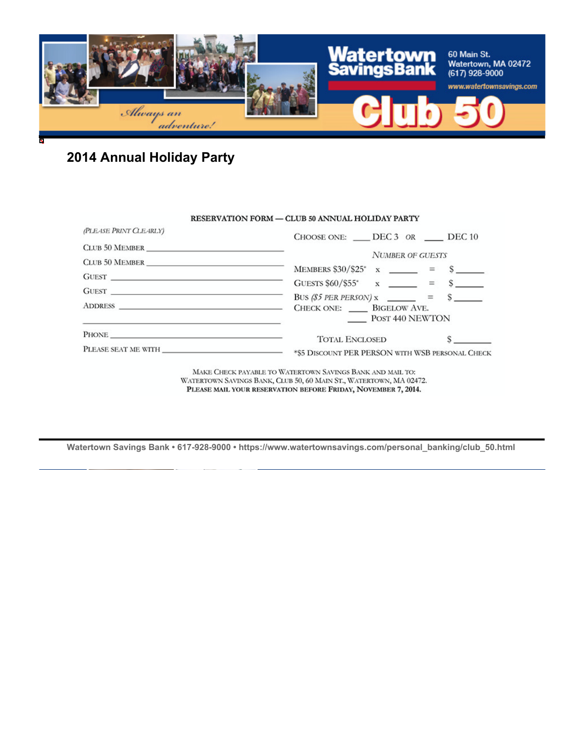Watertown Savings Bank

60 Main St.
Watertown, MA 02472
(617) 928-9000
www.watertownsavings.com

*Always an adventure!*

Club 50

## 2014 Annual Holiday Party

**RESERVATION FORM — CLUB 50 ANNUAL HOLIDAY PARTY**

*(PLEASE PRINT CLEARLY)*

CLUB 50 MEMBER ______________________________

CLUB 50 MEMBER ______________________________

GUEST ______________________________

GUEST ______________________________

ADDRESS ______________________________

______________________________

PHONE ______________________________

PLEASE SEAT ME WITH ______________________________

CHOOSE ONE: ____ DEC 3 *OR* ____ DEC 10

*NUMBER OF GUESTS*

MEMBERS $30/$25* x ______ = $ ______

GUESTS $60/$55* x ______ = $ ______

BUS *($5 PER PERSON)* x ______ = $ ______

CHECK ONE: ____ BIGELOW AVE.
____ POST 440 NEWTON

TOTAL ENCLOSED $ ________

*$5 DISCOUNT PER PERSON WITH WSB PERSONAL CHECK

MAKE CHECK PAYABLE TO WATERTOWN SAVINGS BANK AND MAIL TO:
WATERTOWN SAVINGS BANK, CLUB 50, 60 MAIN ST., WATERTOWN, MA 02472.
**PLEASE MAIL YOUR RESERVATION BEFORE FRIDAY, NOVEMBER 7, 2014.**

**Watertown Savings Bank • 617-928-9000 • https://www.watertownsavings.com/personal_banking/club_50.html**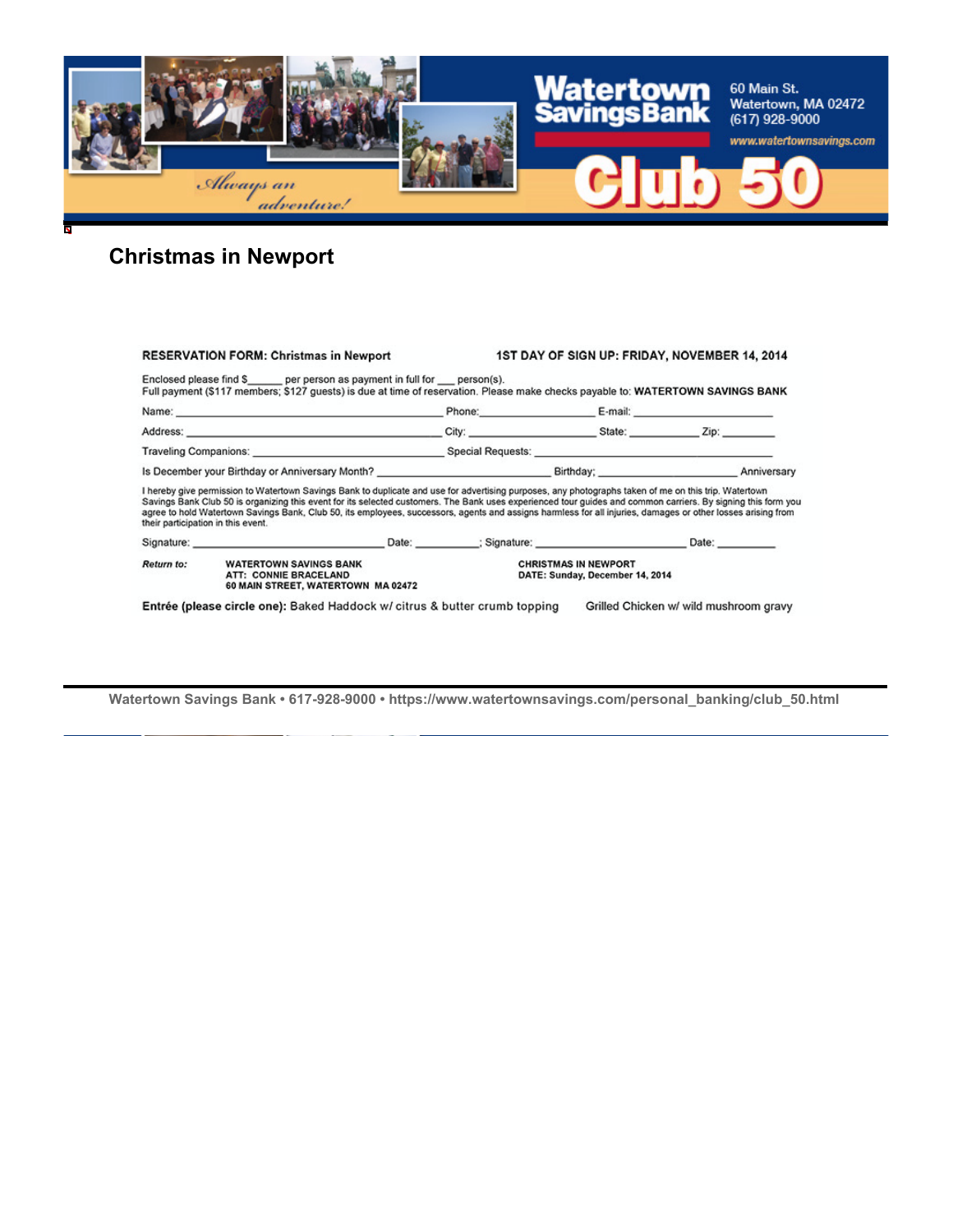Watertown Savings Bank

60 Main St.
Watertown, MA 02472
(617) 928-9000
www.watertownsavings.com

*Always an adventure!*

**Club 50**

## Christmas in Newport

**RESERVATION FORM: Christmas in Newport** **1ST DAY OF SIGN UP: FRIDAY, NOVEMBER 14, 2014**

Enclosed please find $______ per person as payment in full for ___ person(s).
Full payment ($117 members; $127 guests) is due at time of reservation. Please make checks payable to: **WATERTOWN SAVINGS BANK**

Name: ________________________________ Phone: ________________ E-mail: ____________________

Address: __________________________________ City: ________________ State: __________ Zip: ________

Traveling Companions: ____________________________ Special Requests: ______________________________

Is December your Birthday or Anniversary Month? __________________________ Birthday; ____________________ Anniversary

I hereby give permission to Watertown Savings Bank to duplicate and use for advertising purposes, any photographs taken of me on this trip. Watertown Savings Bank Club 50 is organizing this event for its selected customers. The Bank uses experienced tour guides and common carriers. By signing this form you agree to hold Watertown Savings Bank, Club 50, its employees, successors, agents and assigns harmless for all injuries, damages or other losses arising from their participation in this event.

Signature: ____________________________ Date: __________; Signature: ______________________ Date: _________

*Return to:* **WATERTOWN SAVINGS BANK**
**ATT: CONNIE BRACELAND**
**60 MAIN STREET, WATERTOWN MA 02472**

**CHRISTMAS IN NEWPORT**
**DATE: Sunday, December 14, 2014**

**Entrée (please circle one):** Baked Haddock w/ citrus & butter crumb topping Grilled Chicken w/ wild mushroom gravy

Watertown Savings Bank • 617-928-9000 • https://www.watertownsavings.com/personal_banking/club_50.html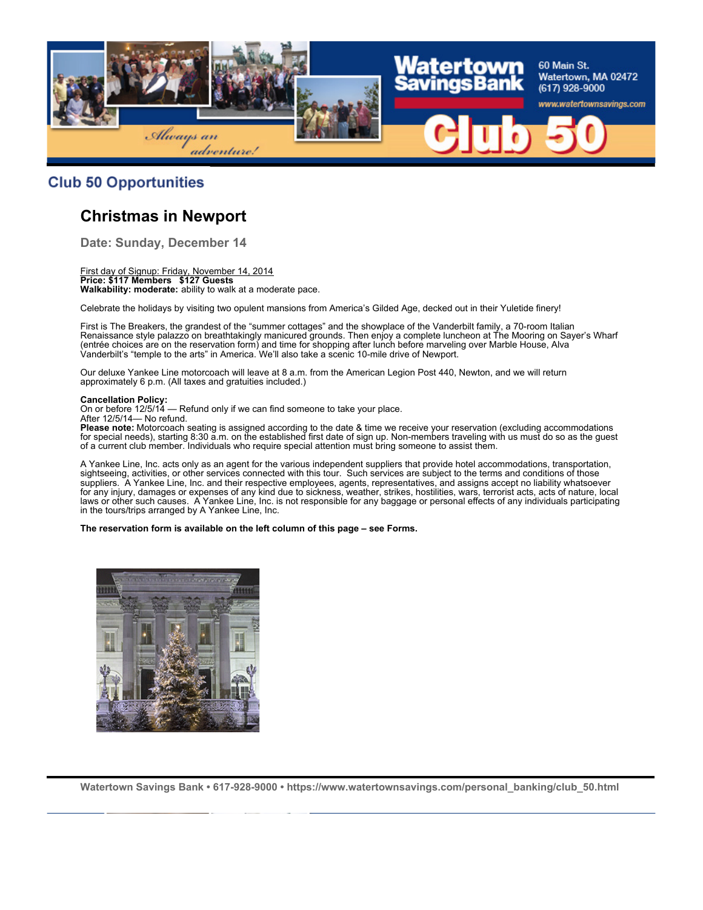## Club 50 Opportunities

# Christmas in Newport

### Date: Sunday, December 14

First day of Signup: Friday, November 14, 2014
**Price: $117 Members $127 Guests**
**Walkability: moderate:** ability to walk at a moderate pace.

Celebrate the holidays by visiting two opulent mansions from America's Gilded Age, decked out in their Yuletide finery!

First is The Breakers, the grandest of the "summer cottages" and the showplace of the Vanderbilt family, a 70-room Italian Renaissance style palazzo on breathtakingly manicured grounds. Then enjoy a complete luncheon at The Mooring on Sayer's Wharf (entrée choices are on the reservation form) and time for shopping after lunch before marveling over Marble House, Alva Vanderbilt's "temple to the arts" in America. We'll also take a scenic 10-mile drive of Newport.

Our deluxe Yankee Line motorcoach will leave at 8 a.m. from the American Legion Post 440, Newton, and we will return approximately 6 p.m. (All taxes and gratuities included.)

**Cancellation Policy:**
On or before 12/5/14 — Refund only if we can find someone to take your place.
After 12/5/14— No refund.
**Please note:** Motorcoach seating is assigned according to the date & time we receive your reservation (excluding accommodations for special needs), starting 8:30 a.m. on the established first date of sign up. Non-members traveling with us must do so as the guest of a current club member. Individuals who require special attention must bring someone to assist them.

A Yankee Line, Inc. acts only as an agent for the various independent suppliers that provide hotel accommodations, transportation, sightseeing, activities, or other services connected with this tour. Such services are subject to the terms and conditions of those suppliers. A Yankee Line, Inc. and their respective employees, agents, representatives, and assigns accept no liability whatsoever for any injury, damages or expenses of any kind due to sickness, weather, strikes, hostilities, wars, terrorist acts, acts of nature, local laws or other such causes. A Yankee Line, Inc. is not responsible for any baggage or personal effects of any individuals participating in the tours/trips arranged by A Yankee Line, Inc.

**The reservation form is available on the left column of this page – see Forms.**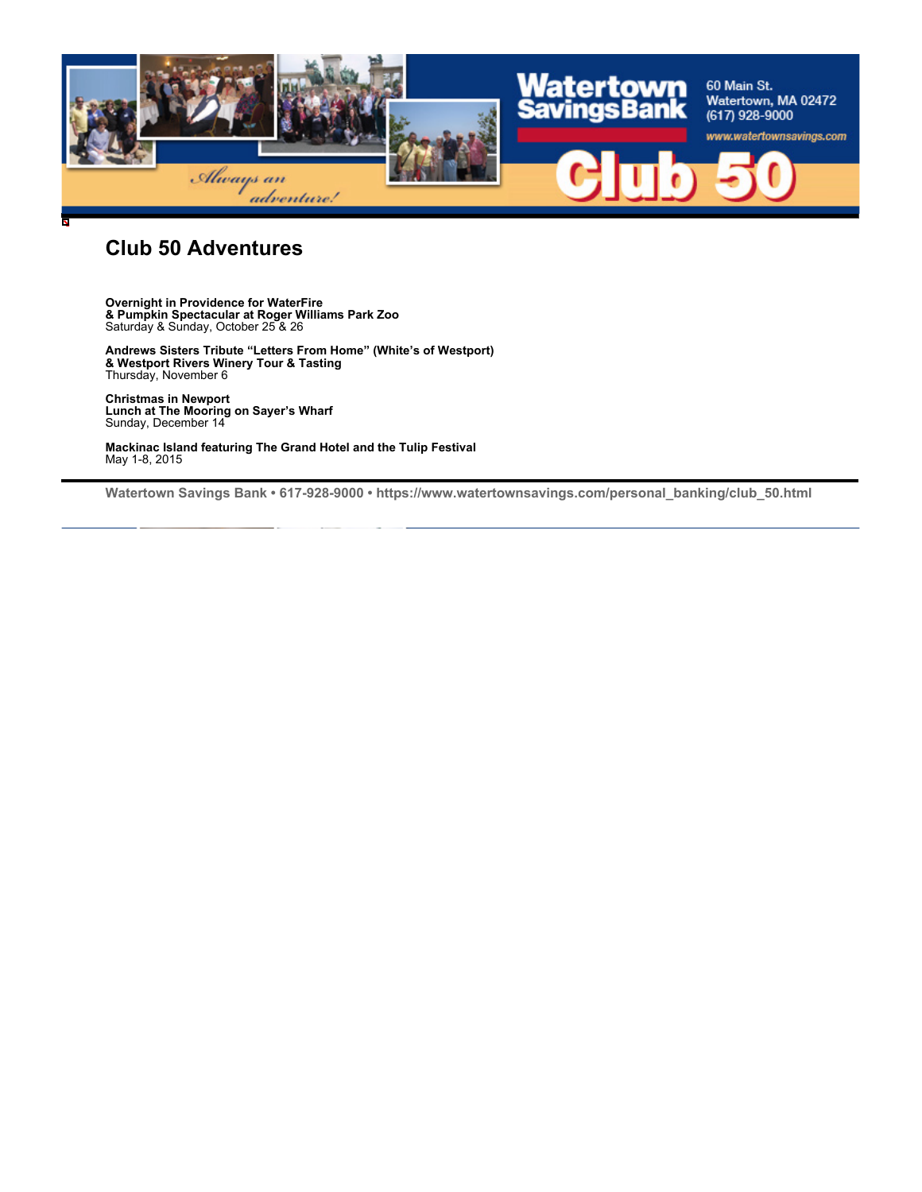Watertown Savings Bank

60 Main St.
Watertown, MA 02472
(617) 928-9000
www.watertownsavings.com

*Always an adventure!*

Club 50

# Club 50 Adventures

**Overnight in Providence for WaterFire**
**& Pumpkin Spectacular at Roger Williams Park Zoo**
Saturday & Sunday, October 25 & 26

**Andrews Sisters Tribute "Letters From Home" (White's of Westport)**
**& Westport Rivers Winery Tour & Tasting**
Thursday, November 6

**Christmas in Newport**
**Lunch at The Mooring on Sayer's Wharf**
Sunday, December 14

**Mackinac Island featuring The Grand Hotel and the Tulip Festival**
May 1-8, 2015

---

**Watertown Savings Bank • 617-928-9000 • https://www.watertownsavings.com/personal_banking/club_50.html**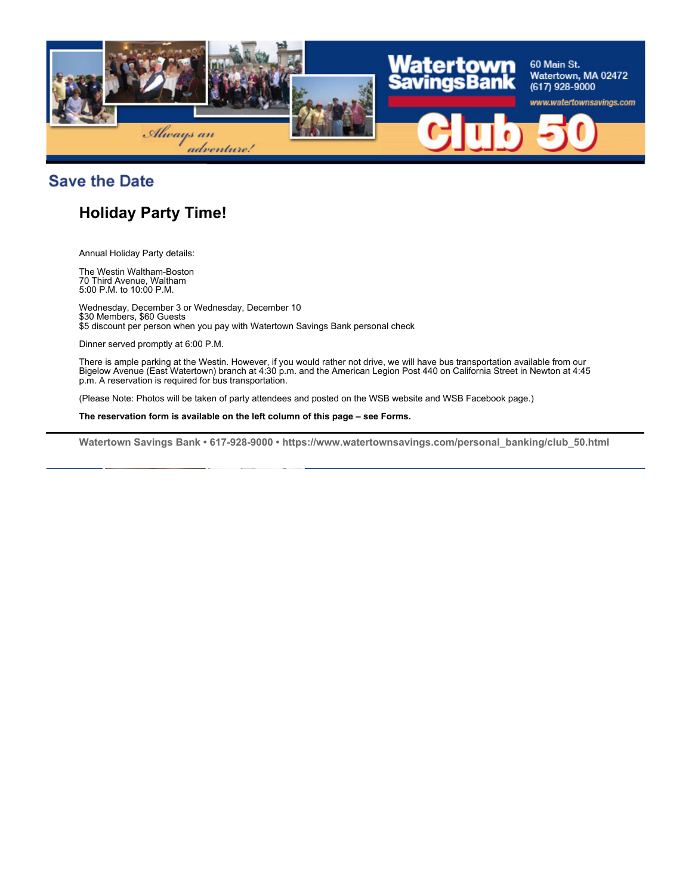## Save the Date

### Holiday Party Time!

Annual Holiday Party details:

The Westin Waltham-Boston
70 Third Avenue, Waltham
5:00 P.M. to 10:00 P.M.

Wednesday, December 3 or Wednesday, December 10
$30 Members, $60 Guests
$5 discount per person when you pay with Watertown Savings Bank personal check

Dinner served promptly at 6:00 P.M.

There is ample parking at the Westin. However, if you would rather not drive, we will have bus transportation available from our Bigelow Avenue (East Watertown) branch at 4:30 p.m. and the American Legion Post 440 on California Street in Newton at 4:45 p.m. A reservation is required for bus transportation.

(Please Note: Photos will be taken of party attendees and posted on the WSB website and WSB Facebook page.)

**The reservation form is available on the left column of this page – see Forms.**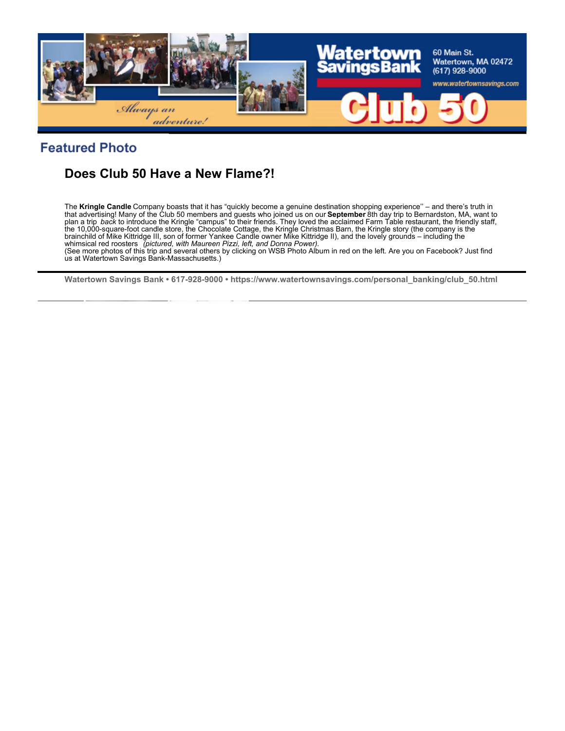Watertown Savings Bank

60 Main St.
Watertown, MA 02472
(617) 928-9000

www.watertownsavings.com

*Always an adventure!*

Club 50

## Featured Photo

### Does Club 50 Have a New Flame?!

The **Kringle Candle** Company boasts that it has "quickly become a genuine destination shopping experience" – and there's truth in that advertising! Many of the Club 50 members and guests who joined us on our **September** 8th day trip to Bernardston, MA, want to plan a trip *back* to introduce the Kringle "campus" to their friends. They loved the acclaimed Farm Table restaurant, the friendly staff, the 10,000-square-foot candle store, the Chocolate Cottage, the Kringle Christmas Barn, the Kringle story (the company is the brainchild of Mike Kittridge III, son of former Yankee Candle owner Mike Kittridge II), and the lovely grounds – including the whimsical red roosters *(pictured, with Maureen Pizzi, left, and Donna Power).*
(See more photos of this trip and several others by clicking on WSB Photo Album in red on the left. Are you on Facebook? Just find us at Watertown Savings Bank-Massachusetts.)

**Watertown Savings Bank • 617-928-9000 • https://www.watertownsavings.com/personal_banking/club_50.html**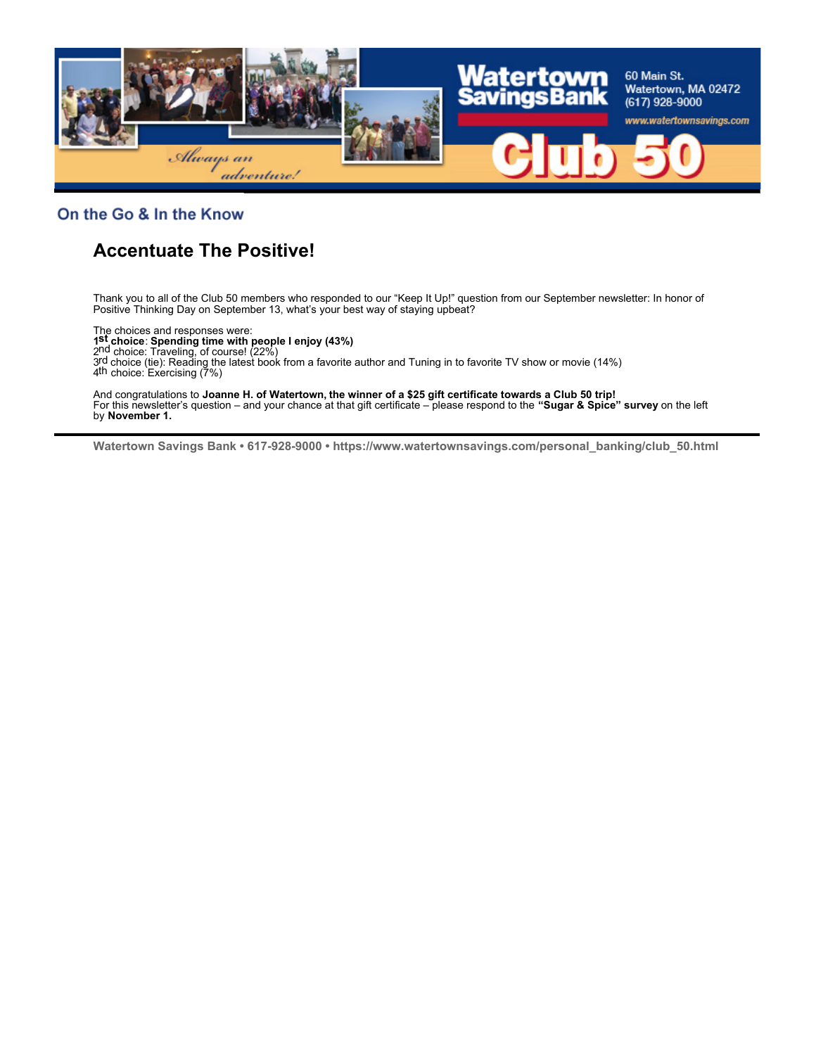## On the Go & In the Know

# Accentuate The Positive!

Thank you to all of the Club 50 members who responded to our "Keep It Up!" question from our September newsletter: In honor of Positive Thinking Day on September 13, what's your best way of staying upbeat?

The choices and responses were:
**1st choice**: **Spending time with people I enjoy (43%)**
2nd choice: Traveling, of course! (22%)
3rd choice (tie): Reading the latest book from a favorite author and Tuning in to favorite TV show or movie (14%)
4th choice: Exercising (7%)

And congratulations to **Joanne H. of Watertown, the winner of a $25 gift certificate towards a Club 50 trip!**
For this newsletter's question – and your chance at that gift certificate – please respond to the **"Sugar & Spice" survey** on the left by **November 1.**

**Watertown Savings Bank • 617-928-9000 • https://www.watertownsavings.com/personal_banking/club_50.html**